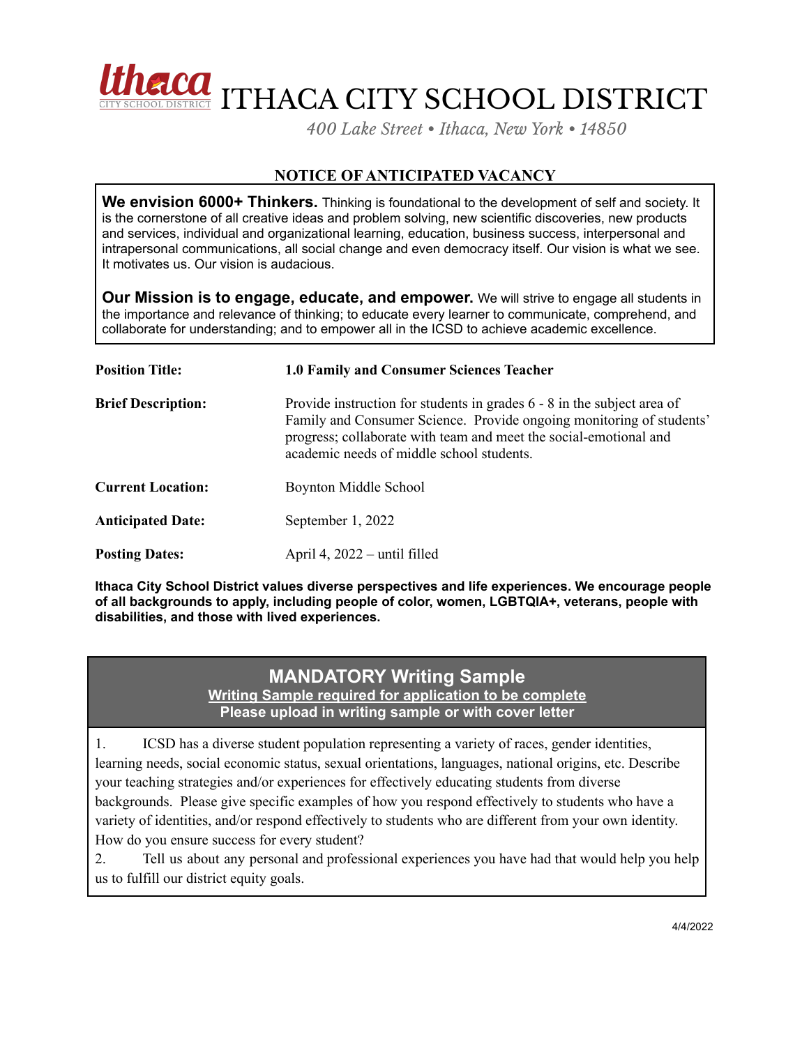# ITHACA CITY SCHOOL DISTRICT

*400 Lake Street • Ithaca, New York • 14850*

## NOTICE OF ANTICIPATED VACANCY

**We envision 6000+ Thinkers.** Thinking is foundational to the development of self and society. It is the cornerstone of all creative ideas and problem solving, new scientific discoveries, new products and services, individual and organizational learning, education, business success, interpersonal and intrapersonal communications, all social change and even democracy itself. Our vision is what we see. It motivates us. Our vision is audacious.

**Our Mission is to engage, educate, and empower.** We will strive to engage all students in the importance and relevance of thinking; to educate every learner to communicate, comprehend, and collaborate for understanding; and to empower all in the ICSD to achieve academic excellence.

| | |
|---|---|
| **Position Title:** | **1.0 Family and Consumer Sciences Teacher** |
| **Brief Description:** | Provide instruction for students in grades 6 - 8 in the subject area of Family and Consumer Science. Provide ongoing monitoring of students' progress; collaborate with team and meet the social-emotional and academic needs of middle school students. |
| **Current Location:** | Boynton Middle School |
| **Anticipated Date:** | September 1, 2022 |
| **Posting Dates:** | April 4, 2022 – until filled |

**Ithaca City School District values diverse perspectives and life experiences. We encourage people of all backgrounds to apply, including people of color, women, LGBTQIA+, veterans, people with disabilities, and those with lived experiences.**

## MANDATORY Writing Sample

**Writing Sample required for application to be complete**

**Please upload in writing sample or with cover letter**

1. ICSD has a diverse student population representing a variety of races, gender identities, learning needs, social economic status, sexual orientations, languages, national origins, etc. Describe your teaching strategies and/or experiences for effectively educating students from diverse backgrounds. Please give specific examples of how you respond effectively to students who have a variety of identities, and/or respond effectively to students who are different from your own identity. How do you ensure success for every student?
2. Tell us about any personal and professional experiences you have had that would help you help us to fulfill our district equity goals.

4/4/2022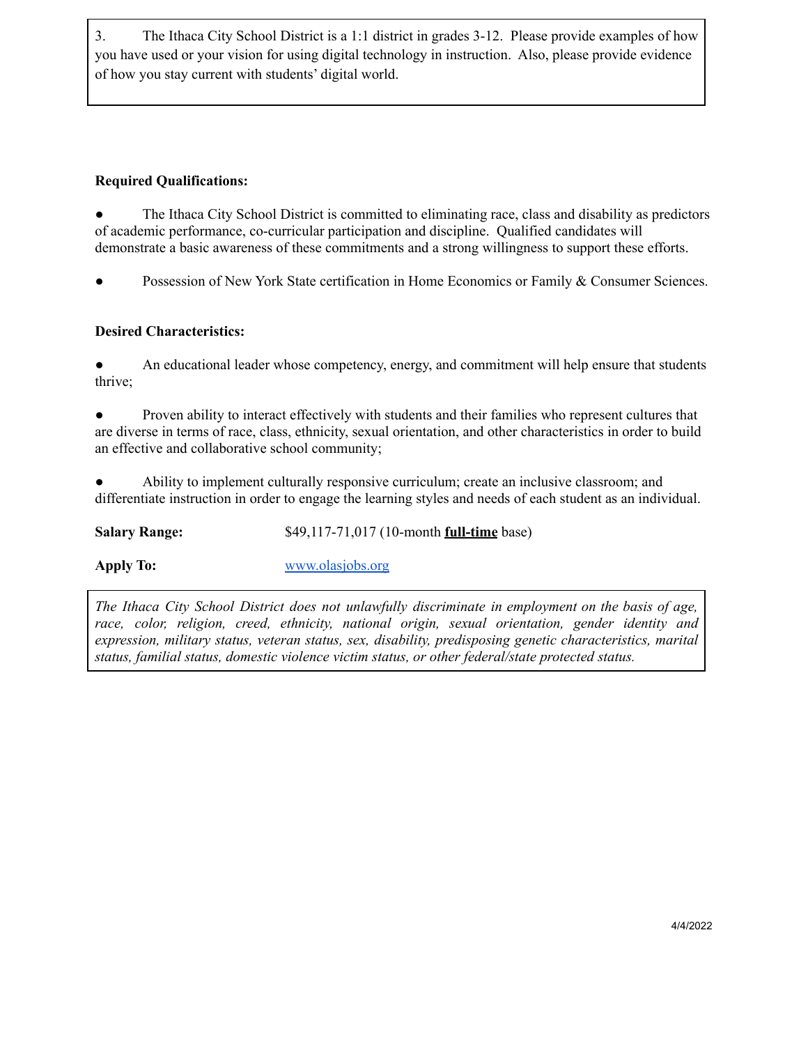3. The Ithaca City School District is a 1:1 district in grades 3-12. Please provide examples of how you have used or your vision for using digital technology in instruction. Also, please provide evidence of how you stay current with students' digital world.

**Required Qualifications:**

- The Ithaca City School District is committed to eliminating race, class and disability as predictors of academic performance, co-curricular participation and discipline. Qualified candidates will demonstrate a basic awareness of these commitments and a strong willingness to support these efforts.

- Possession of New York State certification in Home Economics or Family & Consumer Sciences.

**Desired Characteristics:**

- An educational leader whose competency, energy, and commitment will help ensure that students thrive;

- Proven ability to interact effectively with students and their families who represent cultures that are diverse in terms of race, class, ethnicity, sexual orientation, and other characteristics in order to build an effective and collaborative school community;

- Ability to implement culturally responsive curriculum; create an inclusive classroom; and differentiate instruction in order to engage the learning styles and needs of each student as an individual.

**Salary Range:** $49,117-71,017 (10-month **full-time** base)

**Apply To:** [www.olasjobs.org](www.olasjobs.org)

*The Ithaca City School District does not unlawfully discriminate in employment on the basis of age, race, color, religion, creed, ethnicity, national origin, sexual orientation, gender identity and expression, military status, veteran status, sex, disability, predisposing genetic characteristics, marital status, familial status, domestic violence victim status, or other federal/state protected status.*

4/4/2022